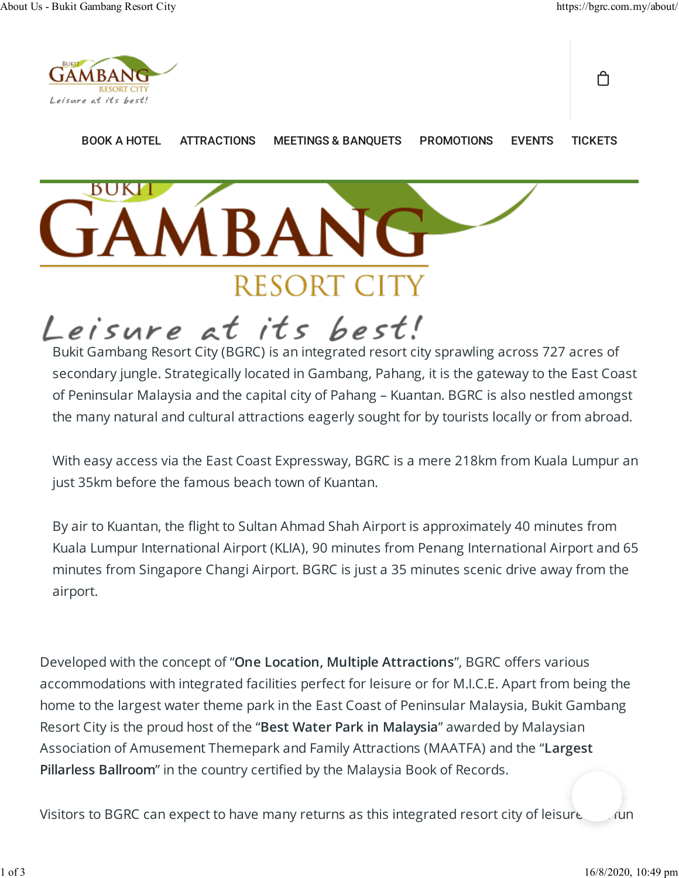BOOK A HOTEL ATTRACTIONS MEETINGS & BANQUETS PROMOTIONS EVENTS TICKETS

# BUKIT GAMBANG RESORT CITY

*Leisure at its best!*

Bukit Gambang Resort City (BGRC) is an integrated resort city sprawling across 727 acres of secondary jungle. Strategically located in Gambang, Pahang, it is the gateway to the East Coast of Peninsular Malaysia and the capital city of Pahang – Kuantan. BGRC is also nestled amongst the many natural and cultural attractions eagerly sought for by tourists locally or from abroad.

With easy access via the East Coast Expressway, BGRC is a mere 218km from Kuala Lumpur an just 35km before the famous beach town of Kuantan.

By air to Kuantan, the flight to Sultan Ahmad Shah Airport is approximately 40 minutes from Kuala Lumpur International Airport (KLIA), 90 minutes from Penang International Airport and 65 minutes from Singapore Changi Airport. BGRC is just a 35 minutes scenic drive away from the airport.

Developed with the concept of "**One Location, Multiple Attractions**", BGRC offers various accommodations with integrated facilities perfect for leisure or for M.I.C.E. Apart from being the home to the largest water theme park in the East Coast of Peninsular Malaysia, Bukit Gambang Resort City is the proud host of the "**Best Water Park in Malaysia**" awarded by Malaysian Association of Amusement Themepark and Family Attractions (MAATFA) and the "**Largest Pillarless Ballroom**" in the country certified by the Malaysia Book of Records.

Visitors to BGRC can expect to have many returns as this integrated resort city of leisure fun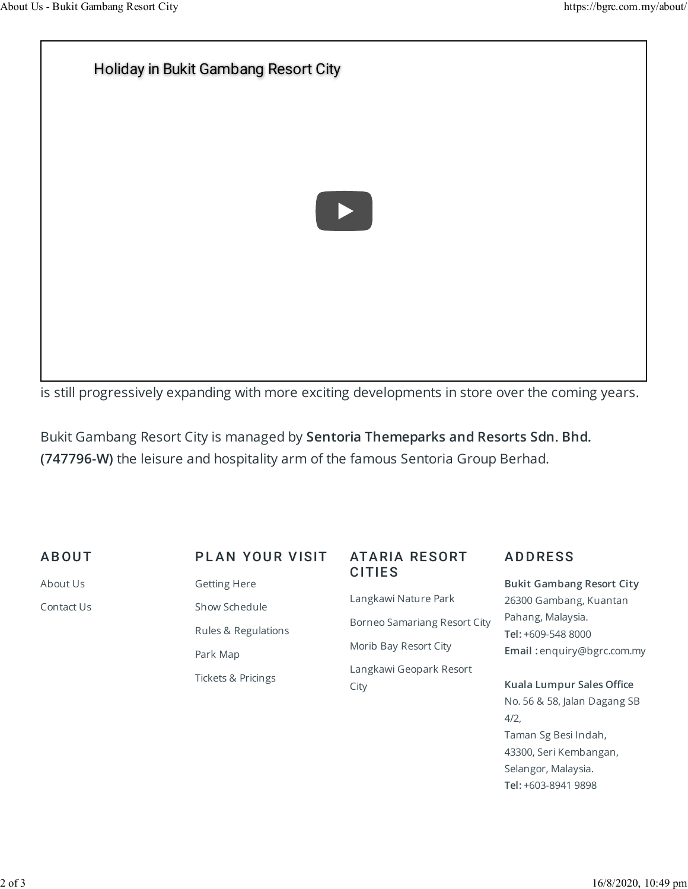Holiday in Bukit Gambang Resort City

is still progressively expanding with more exciting developments in store over the coming years.

Bukit Gambang Resort City is managed by **Sentoria Themeparks and Resorts Sdn. Bhd. (747796-W)** the leisure and hospitality arm of the famous Sentoria Group Berhad.

## ABOUT

About Us

Contact Us

## PLAN YOUR VISIT

Getting Here

Show Schedule

Rules & Regulations

Park Map

Tickets & Pricings

## ATARIA RESORT CITIES

Langkawi Nature Park

Borneo Samariang Resort City

Morib Bay Resort City

Langkawi Geopark Resort City

## ADDRESS

**Bukit Gambang Resort City**
26300 Gambang, Kuantan
Pahang, Malaysia.
**Tel:** +609-548 8000
**Email :** enquiry@bgrc.com.my

**Kuala Lumpur Sales Office**
No. 56 & 58, Jalan Dagang SB 4/2,
Taman Sg Besi Indah,
43300, Seri Kembangan,
Selangor, Malaysia.
**Tel:** +603-8941 9898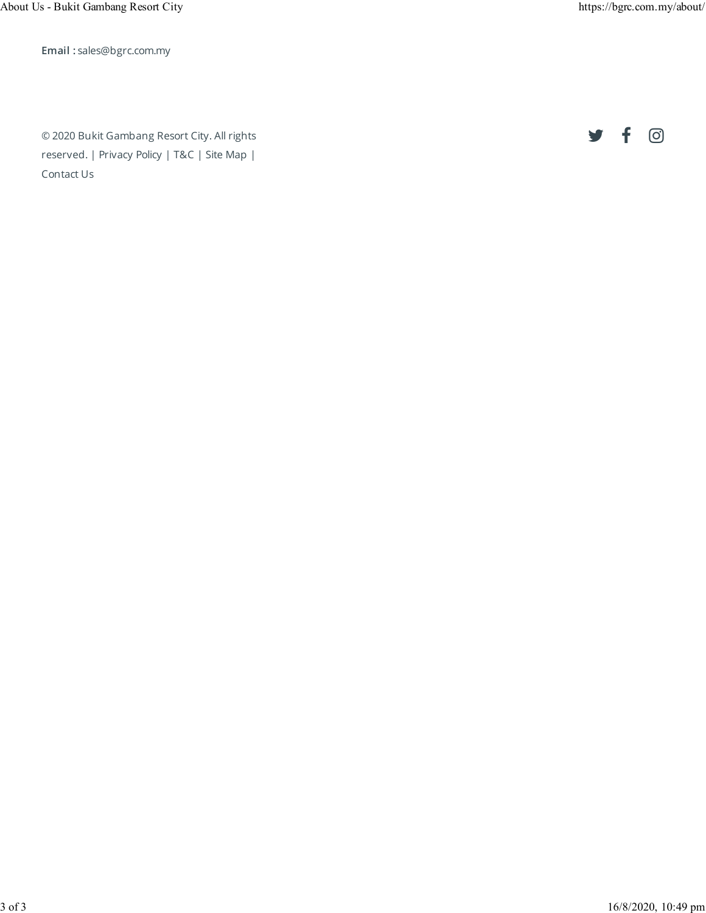**Email :** sales@bgrc.com.my

© 2020 Bukit Gambang Resort City. All rights reserved. | Privacy Policy | T&C | Site Map | Contact Us